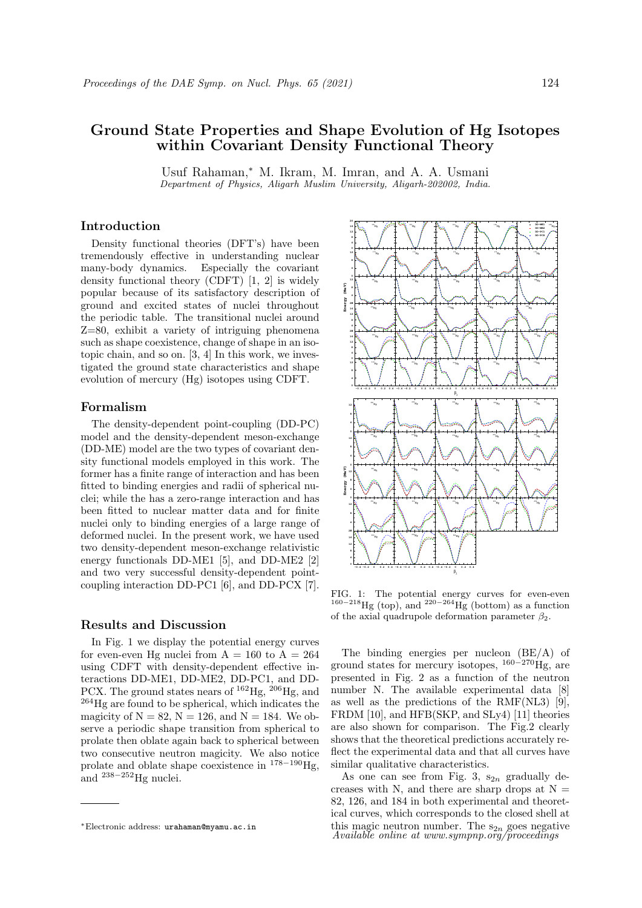# Ground State Properties and Shape Evolution of Hg Isotopes within Covariant Density Functional Theory

Usuf Rahaman,* M. Ikram, M. Imran, and A. A. Usmani

*Department of Physics, Aligarh Muslim University, Aligarh-202002, India.*

## Introduction

Density functional theories (DFT's) have been tremendously effective in understanding nuclear many-body dynamics. Especially the covariant density functional theory (CDFT) [1, 2] is widely popular because of its satisfactory description of ground and excited states of nuclei throughout the periodic table. The transitional nuclei around Z=80, exhibit a variety of intriguing phenomena such as shape coexistence, change of shape in an isotopic chain, and so on. [3, 4] In this work, we investigated the ground state characteristics and shape evolution of mercury (Hg) isotopes using CDFT.

## Formalism

The density-dependent point-coupling (DD-PC) model and the density-dependent meson-exchange (DD-ME) model are the two types of covariant density functional models employed in this work. The former has a finite range of interaction and has been fitted to binding energies and radii of spherical nuclei; while the has a zero-range interaction and has been fitted to nuclear matter data and for finite nuclei only to binding energies of a large range of deformed nuclei. In the present work, we have used two density-dependent meson-exchange relativistic energy functionals DD-ME1 [5], and DD-ME2 [2] and two very successful density-dependent point-coupling interaction DD-PC1 [6], and DD-PCX [7].

## Results and Discussion

In Fig. 1 we display the potential energy curves for even-even Hg nuclei from A = 160 to A = 264 using CDFT with density-dependent effective interactions DD-ME1, DD-ME2, DD-PC1, and DD-PCX. The ground states nears of $^{162}$Hg, $^{206}$Hg, and $^{264}$Hg are found to be spherical, which indicates the magicity of N = 82, N = 126, and N = 184. We observe a periodic shape transition from spherical to prolate then oblate again back to spherical between two consecutive neutron magicity. We also notice prolate and oblate shape coexistence in $^{178-190}$Hg, and $^{238-252}$Hg nuclei.

FIG. 1: The potential energy curves for even-even $^{160-218}$Hg (top), and $^{220-264}$Hg (bottom) as a function of the axial quadrupole deformation parameter $\beta_2$.

The binding energies per nucleon (BE/A) of ground states for mercury isotopes, $^{160-270}$Hg, are presented in Fig. 2 as a function of the neutron number N. The available experimental data [8] as well as the predictions of the RMF(NL3) [9], FRDM [10], and HFB(SKP, and SLy4) [11] theories are also shown for comparison. The Fig.2 clearly shows that the theoretical predictions accurately reflect the experimental data and that all curves have similar qualitative characteristics.

As one can see from Fig. 3, $s_{2n}$ gradually decreases with N, and there are sharp drops at N = 82, 126, and 184 in both experimental and theoretical curves, which corresponds to the closed shell at this magic neutron number. The $s_{2n}$ goes negative

*Electronic address: urahaman@myamu.ac.in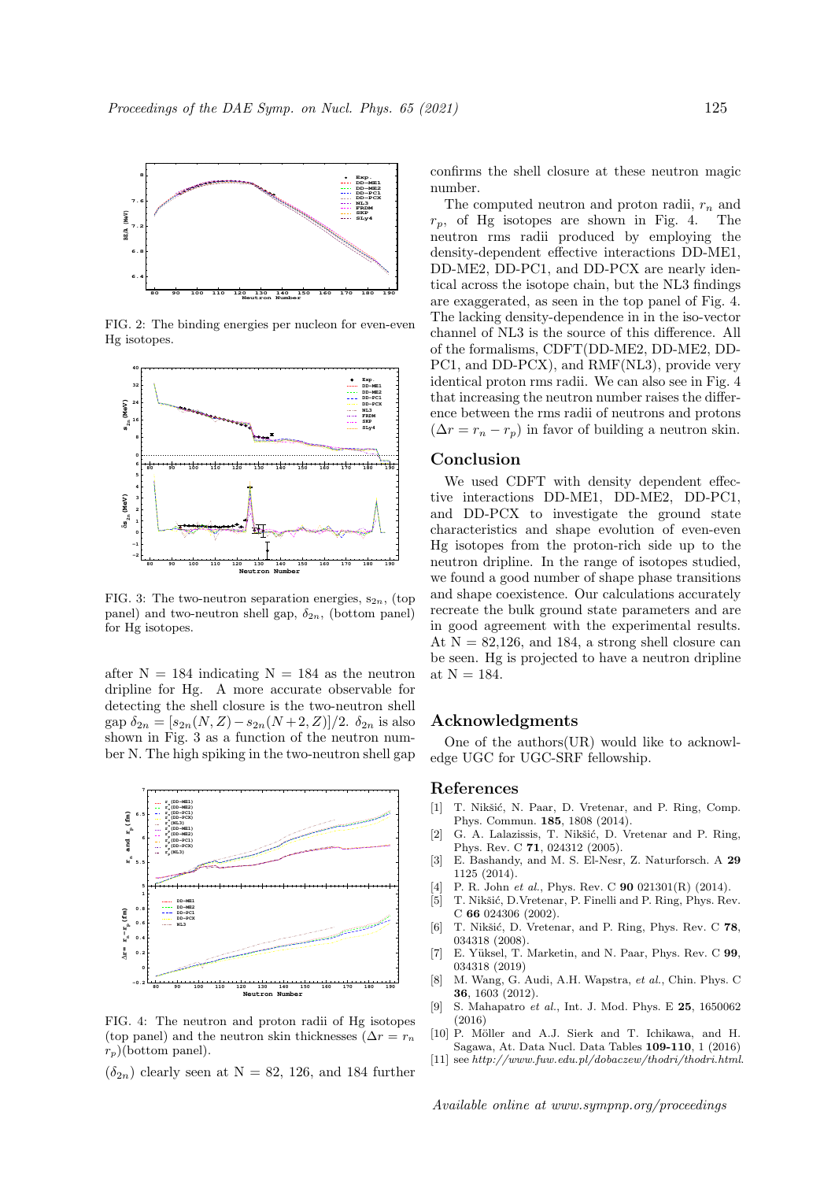FIG. 2: The binding energies per nucleon for even-even Hg isotopes.

FIG. 3: The two-neutron separation energies, $s_{2n}$, (top panel) and two-neutron shell gap, $\delta_{2n}$, (bottom panel) for Hg isotopes.

after N = 184 indicating N = 184 as the neutron dripline for Hg. A more accurate observable for detecting the shell closure is the two-neutron shell gap $\delta_{2n} = [s_{2n}(N, Z) - s_{2n}(N+2, Z)]/2$. $\delta_{2n}$ is also shown in Fig. 3 as a function of the neutron number N. The high spiking in the two-neutron shell gap ($\delta_{2n}$) clearly seen at N = 82, 126, and 184 further confirms the shell closure at these neutron magic number.

FIG. 4: The neutron and proton radii of Hg isotopes (top panel) and the neutron skin thicknesses ($\Delta r = r_n - r_p$)(bottom panel).

The computed neutron and proton radii, $r_n$ and $r_p$, of Hg isotopes are shown in Fig. 4. The neutron rms radii produced by employing the density-dependent effective interactions DD-ME1, DD-ME2, DD-PC1, and DD-PCX are nearly identical across the isotope chain, but the NL3 findings are exaggerated, as seen in the top panel of Fig. 4. The lacking density-dependence in in the iso-vector channel of NL3 is the source of this difference. All of the formalisms, CDFT(DD-ME2, DD-ME2, DD-PC1, and DD-PCX), and RMF(NL3), provide very identical proton rms radii. We can also see in Fig. 4 that increasing the neutron number raises the difference between the rms radii of neutrons and protons ($\Delta r = r_n - r_p$) in favor of building a neutron skin.

## Conclusion

We used CDFT with density dependent effective interactions DD-ME1, DD-ME2, DD-PC1, and DD-PCX to investigate the ground state characteristics and shape evolution of even-even Hg isotopes from the proton-rich side up to the neutron dripline. In the range of isotopes studied, we found a good number of shape phase transitions and shape coexistence. Our calculations accurately recreate the bulk ground state parameters and are in good agreement with the experimental results. At N = 82,126, and 184, a strong shell closure can be seen. Hg is projected to have a neutron dripline at N = 184.

## Acknowledgments

One of the authors(UR) would like to acknowledge UGC for UGC-SRF fellowship.

## References

[1] T. Nikšić, N. Paar, D. Vretenar, and P. Ring, Comp. Phys. Commun. **185**, 1808 (2014).

[2] G. A. Lalazissis, T. Nikšić, D. Vretenar and P. Ring, Phys. Rev. C **71**, 024312 (2005).

[3] E. Bashandy, and M. S. El-Nesr, Z. Naturforsch. A **29** 1125 (2014).

[4] P. R. John *et al.*, Phys. Rev. C **90** 021301(R) (2014).

[5] T. Nikšić, D.Vretenar, P. Finelli and P. Ring, Phys. Rev. C **66** 024306 (2002).

[6] T. Nikšić, D. Vretenar, and P. Ring, Phys. Rev. C **78**, 034318 (2008).

[7] E. Yüksel, T. Marketin, and N. Paar, Phys. Rev. C **99**, 034318 (2019)

[8] M. Wang, G. Audi, A.H. Wapstra, *et al.*, Chin. Phys. C **36**, 1603 (2012).

[9] S. Mahapatro *et al.*, Int. J. Mod. Phys. E **25**, 1650062 (2016)

[10] P. Möller and A.J. Sierk and T. Ichikawa, and H. Sagawa, At. Data Nucl. Data Tables **109-110**, 1 (2016)

[11] see *http://www.fuw.edu.pl/dobaczew/thodri/thodri.html.*